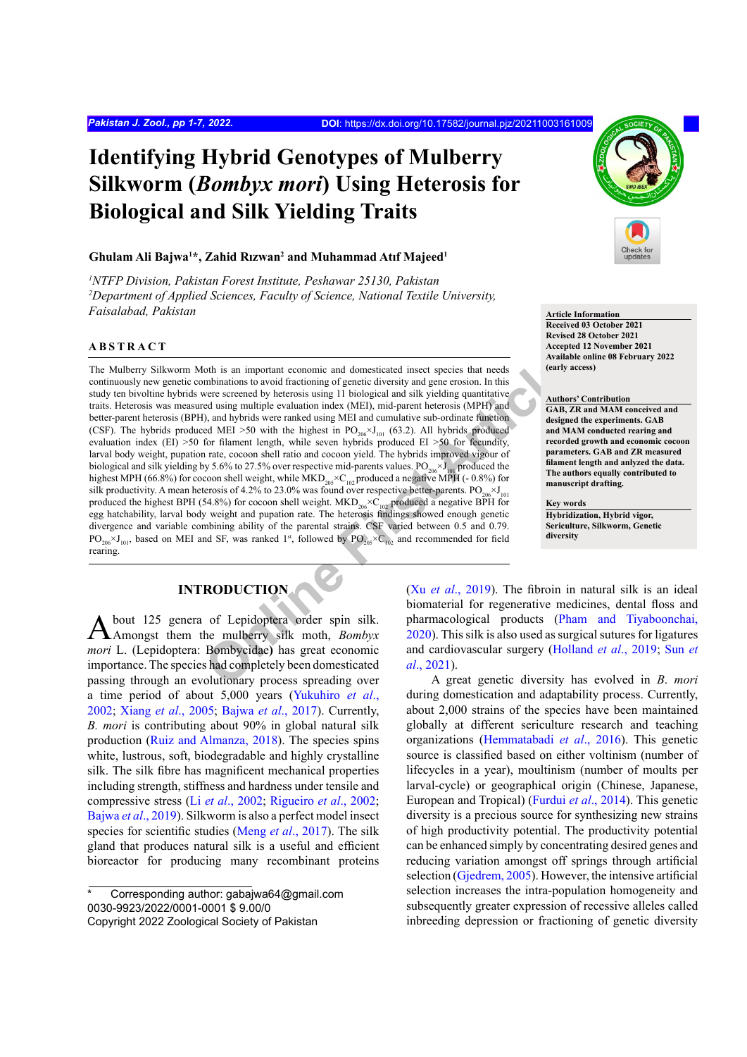# Identifying Hybrid Genotypes of Mulberry Silkworm (*Bombyx mori*) Using Heterosis for Biological and Silk Yielding Traits

**Ghulam Ali Bajwa[1]*, Zahid Rızwan[2] and Muhammad Atıf Majeed[1]**

[1]*NTFP Division, Pakistan Forest Institute, Peshawar 25130, Pakistan*
[2]*Department of Applied Sciences, Faculty of Science, National Textile University, Faisalabad, Pakistan*

**Article Information**
**Received 03 October 2021**
**Revised 28 October 2021**
**Accepted 12 November 2021**
**Available online 08 February 2022 (early access)**

**Authors' Contribution**
**GAB, ZR and MAM conceived and designed the experiments. GAB and MAM conducted rearing and recorded growth and economic cocoon parameters. GAB and ZR measured filament length and anlyzed the data. The authors equally contributed to manuscript drafting.**

**Key words**
**Hybridization, Hybrid vigor, Sericulture, Silkworm, Genetic diversity**

## ABSTRACT

The Mulberry Silkworm Moth is an important economic and domesticated insect species that needs continuously new genetic combinations to avoid fractioning of genetic diversity and gene erosion. In this study ten bivoltine hybrids were screened by heterosis using 11 biological and silk yielding quantitative traits. Heterosis was measured using multiple evaluation index (MEI), mid-parent heterosis (MPH) and better-parent heterosis (BPH), and hybrids were ranked using MEI and cumulative sub-ordinate function (CSF). The hybrids produced MEI >50 with the highest in $PO_{206}×J_{101}$ (63.2). All hybrids produced evaluation index (EI) >50 for filament length, while seven hybrids produced EI >50 for fecundity, larval body weight, pupation rate, cocoon shell ratio and cocoon yield. The hybrids improved vigour of biological and silk yielding by 5.6% to 27.5% over respective mid-parents values. $PO_{206}×J_{101}$ produced the highest MPH (66.8%) for cocoon shell weight, while $MKD_{205}×C_{102}$ produced a negative MPH (- 0.8%) for silk productivity. A mean heterosis of 4.2% to 23.0% was found over respective better-parents. $PO_{206}×J_{101}$ produced the highest BPH (54.8%) for cocoon shell weight. $MKD_{206}×C_{102}$ produced a negative BPH for egg hatchability, larval body weight and pupation rate. The heterosis findings showed enough genetic divergence and variable combining ability of the parental strains. CSF varied between 0.5 and 0.79. $PO_{206}×J_{101}$, based on MEI and SF, was ranked 1[st], followed by $PO_{205}×C_{102}$ and recommended for field rearing.

## INTRODUCTION

About 125 genera of Lepidoptera order spin silk. Amongst them the mulberry silk moth, *Bombyx mori* L. (Lepidoptera: Bombycidae**)** has great economic importance. The species had completely been domesticated passing through an evolutionary process spreading over a time period of about 5,000 years (Yukuhiro *et al*., 2002; Xiang *et al*., 2005; Bajwa *et al*., 2017). Currently, *B. mori* is contributing about 90% in global natural silk production (Ruiz and Almanza, 2018). The species spins white, lustrous, soft, biodegradable and highly crystalline silk. The silk fibre has magnificent mechanical properties including strength, stiffness and hardness under tensile and compressive stress (Li *et al*., 2002; Rigueiro *et al*., 2002; Bajwa *et al*., 2019). Silkworm is also a perfect model insect species for scientific studies (Meng *et al*., 2017). The silk gland that produces natural silk is a useful and efficient bioreactor for producing many recombinant proteins (Xu *et al*., 2019). The fibroin in natural silk is an ideal biomaterial for regenerative medicines, dental floss and pharmacological products (Pham and Tiyaboonchai, 2020). This silk is also used as surgical sutures for ligatures and cardiovascular surgery (Holland *et al*., 2019; Sun *et al*., 2021).

A great genetic diversity has evolved in *B. mori* during domestication and adaptability process. Currently, about 2,000 strains of the species have been maintained globally at different sericulture research and teaching organizations (Hemmatabadi *et al*., 2016). This genetic source is classified based on either voltinism (number of lifecycles in a year), moultinism (number of moults per larval-cycle) or geographical origin (Chinese, Japanese, European and Tropical) (Furdui *et al*., 2014). This genetic diversity is a precious source for synthesizing new strains of high productivity potential. The productivity potential can be enhanced simply by concentrating desired genes and reducing variation amongst off springs through artificial selection (Gjedrem, 2005). However, the intensive artificial selection increases the intra-population homogeneity and subsequently greater expression of recessive alleles called inbreeding depression or fractioning of genetic diversity

\* Corresponding author: gabajwa64@gmail.com
0030-9923/2022/0001-0001 $ 9.00/0
Copyright 2022 Zoological Society of Pakistan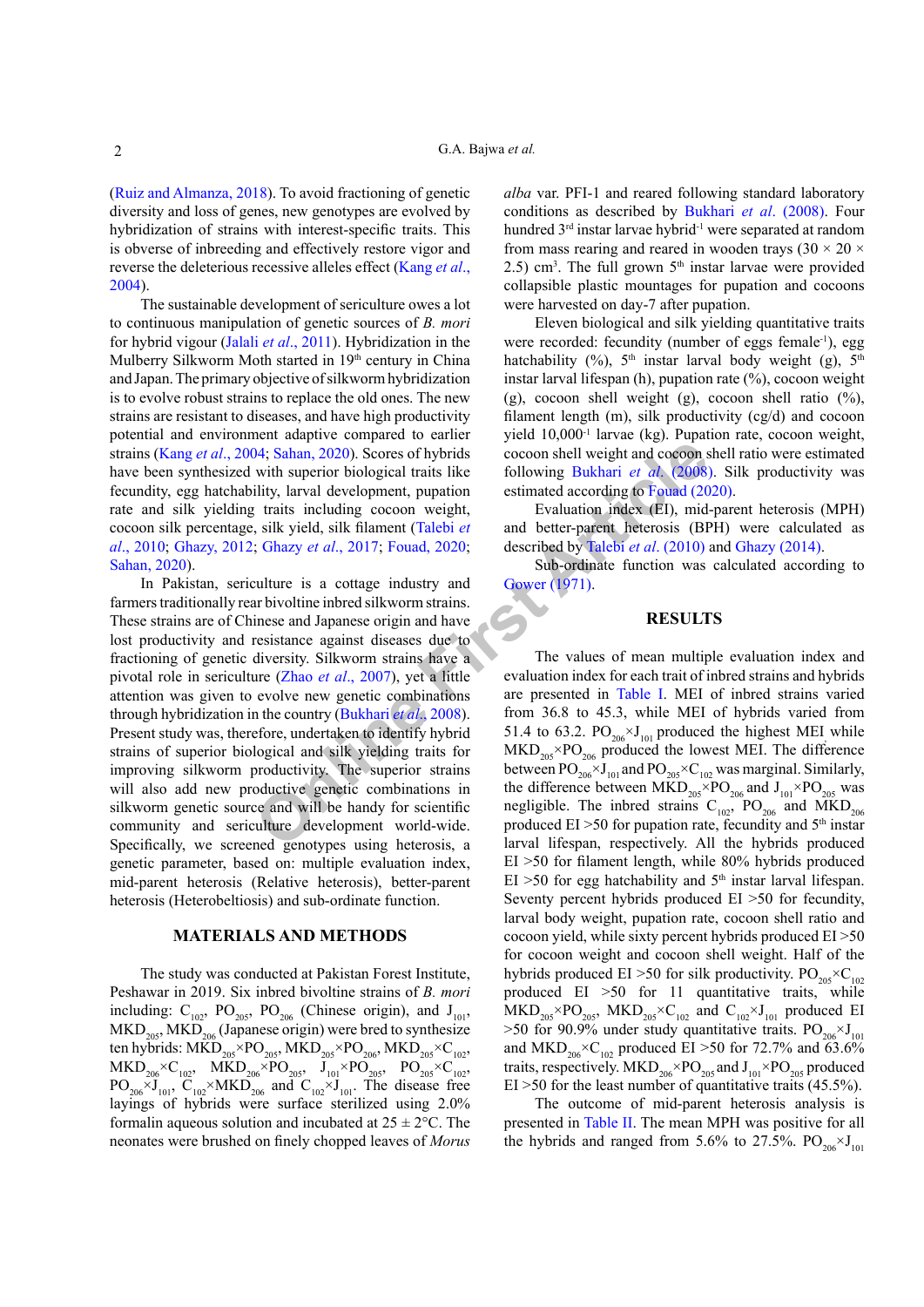(Ruiz and Almanza, 2018). To avoid fractioning of genetic diversity and loss of genes, new genotypes are evolved by hybridization of strains with interest-specific traits. This is obverse of inbreeding and effectively restore vigor and reverse the deleterious recessive alleles effect (Kang *et al*., 2004).

The sustainable development of sericulture owes a lot to continuous manipulation of genetic sources of *B. mori* for hybrid vigour (Jalali *et al*., 2011). Hybridization in the Mulberry Silkworm Moth started in 19th century in China and Japan. The primary objective of silkworm hybridization is to evolve robust strains to replace the old ones. The new strains are resistant to diseases, and have high productivity potential and environment adaptive compared to earlier strains (Kang *et al*., 2004; Sahan, 2020). Scores of hybrids have been synthesized with superior biological traits like fecundity, egg hatchability, larval development, pupation rate and silk yielding traits including cocoon weight, cocoon silk percentage, silk yield, silk filament (Talebi *et al*., 2010; Ghazy, 2012; Ghazy *et al*., 2017; Fouad, 2020; Sahan, 2020).

In Pakistan, sericulture is a cottage industry and farmers traditionally rear bivoltine inbred silkworm strains. These strains are of Chinese and Japanese origin and have lost productivity and resistance against diseases due to fractioning of genetic diversity. Silkworm strains have a pivotal role in sericulture (Zhao *et al*., 2007), yet a little attention was given to evolve new genetic combinations through hybridization in the country (Bukhari *et al*., 2008). Present study was, therefore, undertaken to identify hybrid strains of superior biological and silk yielding traits for improving silkworm productivity. The superior strains will also add new productive genetic combinations in silkworm genetic source and will be handy for scientific community and sericulture development world-wide. Specifically, we screened genotypes using heterosis, a genetic parameter, based on: multiple evaluation index, mid-parent heterosis (Relative heterosis), better-parent heterosis (Heterobeltiosis) and sub-ordinate function.

## MATERIALS AND METHODS

The study was conducted at Pakistan Forest Institute, Peshawar in 2019. Six inbred bivoltine strains of *B. mori* including: $C_{102}$, $PO_{205}$, $PO_{206}$ (Chinese origin), and $J_{101}$, $MKD_{205}$, $MKD_{206}$ (Japanese origin) were bred to synthesize ten hybrids: $MKD_{205}\times PO_{205}$, $MKD_{205}\times PO_{206}$, $MKD_{205}\times C_{102}$, $MKD_{206}\times C_{102}$, $MKD_{206}\times PO_{205}$, $J_{101}\times PO_{205}$, $PO_{205}\times C_{102}$, $PO_{206}\times J_{101}$, $C_{102}\times MKD_{206}$ and $C_{102}\times J_{101}$. The disease free layings of hybrids were surface sterilized using 2.0% formalin aqueous solution and incubated at 25 ± 2°C. The neonates were brushed on finely chopped leaves of *Morus alba* var. PFI-1 and reared following standard laboratory conditions as described by Bukhari *et al*. (2008). Four hundred 3rd instar larvae hybrid$^{-1}$ were separated at random from mass rearing and reared in wooden trays (30 × 20 × 2.5) cm$^3$. The full grown 5th instar larvae were provided collapsible plastic mountages for pupation and cocoons were harvested on day-7 after pupation.

Eleven biological and silk yielding quantitative traits were recorded: fecundity (number of eggs female$^{-1}$), egg hatchability (%), 5th instar larval body weight (g), 5th instar larval lifespan (h), pupation rate (%), cocoon weight (g), cocoon shell weight (g), cocoon shell ratio (%), filament length (m), silk productivity (cg/d) and cocoon yield 10,000$^{-1}$ larvae (kg). Pupation rate, cocoon weight, cocoon shell weight and cocoon shell ratio were estimated following Bukhari *et al*. (2008). Silk productivity was estimated according to Fouad (2020).

Evaluation index (EI), mid-parent heterosis (MPH) and better-parent heterosis (BPH) were calculated as described by Talebi *et al*. (2010) and Ghazy (2014).

Sub-ordinate function was calculated according to Gower (1971).

## RESULTS

The values of mean multiple evaluation index and evaluation index for each trait of inbred strains and hybrids are presented in Table I. MEI of inbred strains varied from 36.8 to 45.3, while MEI of hybrids varied from 51.4 to 63.2. $PO_{206}\times J_{101}$ produced the highest MEI while $MKD_{205}\times PO_{206}$ produced the lowest MEI. The difference between $PO_{206}\times J_{101}$ and $PO_{205}\times C_{102}$ was marginal. Similarly, the difference between $MKD_{205}\times PO_{206}$ and $J_{101}\times PO_{205}$ was negligible. The inbred strains $C_{102}$, $PO_{206}$ and $MKD_{206}$ produced EI >50 for pupation rate, fecundity and 5th instar larval lifespan, respectively. All the hybrids produced EI >50 for filament length, while 80% hybrids produced EI >50 for egg hatchability and 5th instar larval lifespan. Seventy percent hybrids produced EI >50 for fecundity, larval body weight, pupation rate, cocoon shell ratio and cocoon yield, while sixty percent hybrids produced EI >50 for cocoon weight and cocoon shell weight. Half of the hybrids produced EI >50 for silk productivity. $PO_{205}\times C_{102}$ produced EI >50 for 11 quantitative traits, while $MKD_{205}\times PO_{205}$, $MKD_{205}\times C_{102}$ and $C_{102}\times J_{101}$ produced EI >50 for 90.9% under study quantitative traits. $PO_{206}\times J_{101}$ and $MKD_{206}\times C_{102}$ produced EI >50 for 72.7% and 63.6% traits, respectively. $MKD_{206}\times PO_{205}$ and $J_{101}\times PO_{205}$ produced EI >50 for the least number of quantitative traits (45.5%).

The outcome of mid-parent heterosis analysis is presented in Table II. The mean MPH was positive for all the hybrids and ranged from 5.6% to 27.5%. $PO_{206}\times J_{101}$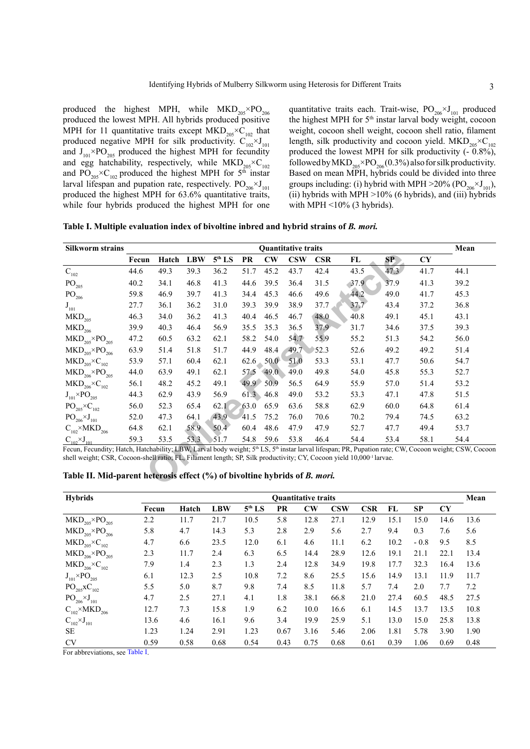produced the highest MPH, while $MKD_{205}$×$PO_{206}$ produced the lowest MPH. All hybrids produced positive MPH for 11 quantitative traits except $MKD_{205}$×$C_{102}$ that produced negative MPH for silk productivity. $C_{102}$×$J_{101}$ and $J_{101}$×$PO_{205}$ produced the highest MPH for fecundity and egg hatchability, respectively, while $MKD_{205}$×$C_{102}$ and $PO_{205}$×$C_{102}$ produced the highest MPH for 5[th] instar larval lifespan and pupation rate, respectively. $PO_{206}$×$J_{101}$ produced the highest MPH for 63.6% quantitative traits, while four hybrids produced the highest MPH for one quantitative traits each. Trait-wise, $PO_{206}$×$J_{101}$ produced the highest MPH for 5[th] instar larval body weight, cocoon weight, cocoon shell weight, cocoon shell ratio, filament length, silk productivity and cocoon yield. $MKD_{205}$×$C_{102}$ produced the lowest MPH for silk productivity (- 0.8%), followed by $MKD_{205}$×$PO_{206}$ (0.3%) also for silk productivity. Based on mean MPH, hybrids could be divided into three groups including: (i) hybrid with MPH >20% ($PO_{206}$×$J_{101}$), (ii) hybrids with MPH >10% (6 hybrids), and (iii) hybrids with MPH <10% (3 hybrids).

**Table I. Multiple evaluation index of bivoltine inbred and hybrid strains of *B. mori*.**

| Silkworm strains | Quantitative traits | | | | | | | | | | | Mean |
|---|---|---|---|---|---|---|---|---|---|---|---|---|
| | Fecun | Hatch | LBW | 5[th] LS | PR | CW | CSW | CSR | FL | SP | CY | |
| $C_{102}$ | 44.6 | 49.3 | 39.3 | 36.2 | 51.7 | 45.2 | 43.7 | 42.4 | 43.5 | 47.3 | 41.7 | 44.1 |
| $PO_{205}$ | 40.2 | 34.1 | 46.8 | 41.3 | 44.6 | 39.5 | 36.4 | 31.5 | 37.9 | 37.9 | 41.3 | 39.2 |
| $PO_{206}$ | 59.8 | 46.9 | 39.7 | 41.3 | 34.4 | 45.3 | 46.6 | 49.6 | 44.2 | 49.0 | 41.7 | 45.3 |
| $J_{101}$ | 27.7 | 36.1 | 36.2 | 31.0 | 39.3 | 39.9 | 38.9 | 37.7 | 37.7 | 43.4 | 37.2 | 36.8 |
| $MKD_{205}$ | 46.3 | 34.0 | 36.2 | 41.3 | 40.4 | 46.5 | 46.7 | 48.0 | 40.8 | 49.1 | 45.1 | 43.1 |
| $MKD_{206}$ | 39.9 | 40.3 | 46.4 | 56.9 | 35.5 | 35.3 | 36.5 | 37.9 | 31.7 | 34.6 | 37.5 | 39.3 |
| $MKD_{205}$×$PO_{205}$ | 47.2 | 60.5 | 63.2 | 62.1 | 58.2 | 54.0 | 54.7 | 55.9 | 55.2 | 51.3 | 54.2 | 56.0 |
| $MKD_{205}$×$PO_{206}$ | 63.9 | 51.4 | 51.8 | 51.7 | 44.9 | 48.4 | 49.7 | 52.3 | 52.6 | 49.2 | 49.2 | 51.4 |
| $MKD_{205}$×$C_{102}$ | 53.9 | 57.1 | 60.4 | 62.1 | 62.6 | 50.0 | 51.0 | 53.3 | 53.1 | 47.7 | 50.6 | 54.7 |
| $MKD_{206}$×$PO_{205}$ | 44.0 | 63.9 | 49.1 | 62.1 | 57.5 | 49.0 | 49.0 | 49.8 | 54.0 | 45.8 | 55.3 | 52.7 |
| $MKD_{206}$×$C_{102}$ | 56.1 | 48.2 | 45.2 | 49.1 | 49.9 | 50.9 | 56.5 | 64.9 | 55.9 | 57.0 | 51.4 | 53.2 |
| $J_{101}$×$PO_{205}$ | 44.3 | 62.9 | 43.9 | 56.9 | 61.3 | 46.8 | 49.0 | 53.2 | 53.3 | 47.1 | 47.8 | 51.5 |
| $PO_{205}$×$C_{102}$ | 56.0 | 52.3 | 65.4 | 62.1 | 63.0 | 65.9 | 63.6 | 58.8 | 62.9 | 60.0 | 64.8 | 61.4 |
| $PO_{206}$×$J_{101}$ | 52.0 | 47.3 | 64.1 | 43.9 | 41.5 | 75.2 | 76.0 | 70.6 | 70.2 | 79.4 | 74.5 | 63.2 |
| $C_{102}$×$MKD_{206}$ | 64.8 | 62.1 | 58.9 | 50.4 | 60.4 | 48.6 | 47.9 | 47.9 | 52.7 | 47.7 | 49.4 | 53.7 |
| $C_{102}$×$J_{101}$ | 59.3 | 53.5 | 53.3 | 51.7 | 54.8 | 59.6 | 53.8 | 46.4 | 54.4 | 53.4 | 58.1 | 54.4 |

Fecun, Fecundity; Hatch, Hatchability; LBW, Larval body weight; 5[th] LS, 5[th] instar larval lifespan; PR, Pupation rate; CW, Cocoon weight; CSW, Cocoon shell weight; CSR, Cocoon-shell ratio; FL, Filament length; SP, Silk productivity; CY, Cocoon yield 10,000$^{-1}$ larvae.

**Table II. Mid-parent heterosis effect (%) of bivoltine hybrids of *B. mori*.**

| Hybrids | Quantitative traits | | | | | | | | | | | Mean |
|---|---|---|---|---|---|---|---|---|---|---|---|---|
| | Fecun | Hatch | LBW | 5[th] LS | PR | CW | CSW | CSR | FL | SP | CY | |
| $MKD_{205}$×$PO_{205}$ | 2.2 | 11.7 | 21.7 | 10.5 | 5.8 | 12.8 | 27.1 | 12.9 | 15.1 | 15.0 | 14.6 | 13.6 |
| $MKD_{205}$×$PO_{206}$ | 5.8 | 4.7 | 14.3 | 5.3 | 2.8 | 2.9 | 5.6 | 2.7 | 9.4 | 0.3 | 7.6 | 5.6 |
| $MKD_{205}$×$C_{102}$ | 4.7 | 6.6 | 23.5 | 12.0 | 6.1 | 4.6 | 11.1 | 6.2 | 10.2 | - 0.8 | 9.5 | 8.5 |
| $MKD_{206}$×$PO_{205}$ | 2.3 | 11.7 | 2.4 | 6.3 | 6.5 | 14.4 | 28.9 | 12.6 | 19.1 | 21.1 | 22.1 | 13.4 |
| $MKD_{206}$×$C_{102}$ | 7.9 | 1.4 | 2.3 | 1.3 | 2.4 | 12.8 | 34.9 | 19.8 | 17.7 | 32.3 | 16.4 | 13.6 |
| $J_{101}$×$PO_{205}$ | 6.1 | 12.3 | 2.5 | 10.8 | 7.2 | 8.6 | 25.5 | 15.6 | 14.9 | 13.1 | 11.9 | 11.7 |
| $PO_{205}$x$C_{102}$ | 5.5 | 5.0 | 8.7 | 9.8 | 7.4 | 8.5 | 11.8 | 5.7 | 7.4 | 2.0 | 7.7 | 7.2 |
| $PO_{206}$×$J_{101}$ | 4.7 | 2.5 | 27.1 | 4.1 | 1.8 | 38.1 | 66.8 | 21.0 | 27.4 | 60.5 | 48.5 | 27.5 |
| $C_{102}$×$MKD_{206}$ | 12.7 | 7.3 | 15.8 | 1.9 | 6.2 | 10.0 | 16.6 | 6.1 | 14.5 | 13.7 | 13.5 | 10.8 |
| $C_{102}$×$J_{101}$ | 13.6 | 4.6 | 16.1 | 9.6 | 3.4 | 19.9 | 25.9 | 5.1 | 13.0 | 15.0 | 25.8 | 13.8 |
| SE | 1.23 | 1.24 | 2.91 | 1.23 | 0.67 | 3.16 | 5.46 | 2.06 | 1.81 | 5.78 | 3.90 | 1.90 |
| CV | 0.59 | 0.58 | 0.68 | 0.54 | 0.43 | 0.75 | 0.68 | 0.61 | 0.39 | 1.06 | 0.69 | 0.48 |

For abbreviations, see Table I.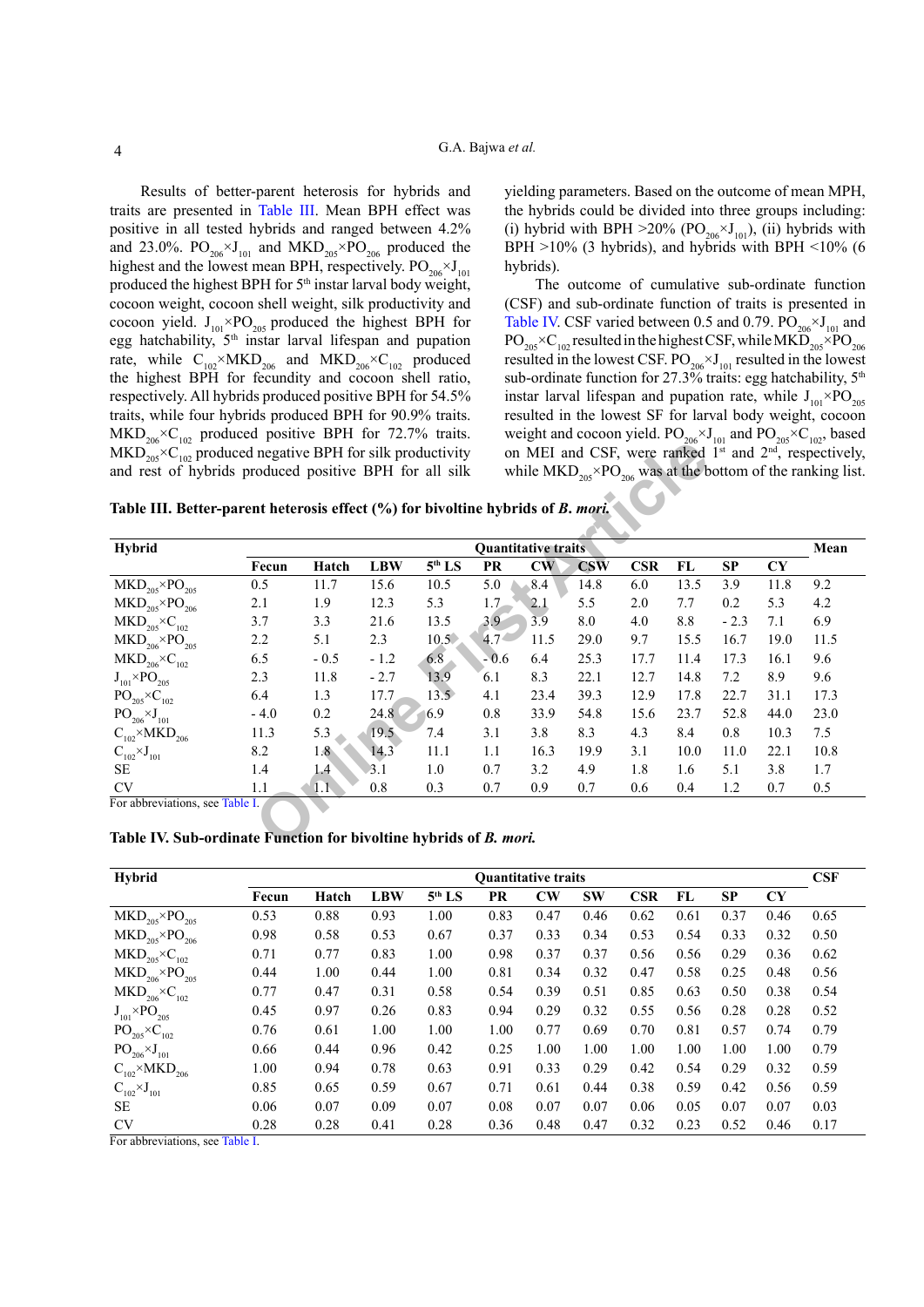Results of better-parent heterosis for hybrids and traits are presented in Table III. Mean BPH effect was positive in all tested hybrids and ranged between 4.2% and 23.0%. $PO_{206}$×$J_{101}$ and $MKD_{205}$×$PO_{206}$ produced the highest and the lowest mean BPH, respectively. $PO_{206}$×$J_{101}$ produced the highest BPH for 5th instar larval body weight, cocoon weight, cocoon shell weight, silk productivity and cocoon yield. $J_{101}$×$PO_{205}$ produced the highest BPH for egg hatchability, 5th instar larval lifespan and pupation rate, while $C_{102}$×$MKD_{206}$ and $MKD_{206}$×$C_{102}$ produced the highest BPH for fecundity and cocoon shell ratio, respectively. All hybrids produced positive BPH for 54.5% traits, while four hybrids produced BPH for 90.9% traits. $MKD_{206}$×$C_{102}$ produced positive BPH for 72.7% traits. $MKD_{205}$×$C_{102}$ produced negative BPH for silk productivity and rest of hybrids produced positive BPH for all silk yielding parameters. Based on the outcome of mean MPH, the hybrids could be divided into three groups including: (i) hybrid with BPH >20% ($PO_{206}$×$J_{101}$), (ii) hybrids with BPH >10% (3 hybrids), and hybrids with BPH <10% (6 hybrids).

The outcome of cumulative sub-ordinate function (CSF) and sub-ordinate function of traits is presented in Table IV. CSF varied between 0.5 and 0.79. $PO_{206}$×$J_{101}$ and $PO_{205}$×$C_{102}$ resulted in the highest CSF, while $MKD_{205}$×$PO_{206}$ resulted in the lowest CSF. $PO_{206}$×$J_{101}$ resulted in the lowest sub-ordinate function for 27.3% traits: egg hatchability, 5th instar larval lifespan and pupation rate, while $J_{101}$×$PO_{205}$ resulted in the lowest SF for larval body weight, cocoon weight and cocoon yield. $PO_{206}$×$J_{101}$ and $PO_{205}$×$C_{102}$, based on MEI and CSF, were ranked 1st and 2nd, respectively, while $MKD_{205}$×$PO_{206}$ was at the bottom of the ranking list.

**Table III. Better-parent heterosis effect (%) for bivoltine hybrids of *B. mori*.**

| Hybrid | Quantitative traits | | | | | | | | | | | Mean |
|---|---|---|---|---|---|---|---|---|---|---|---|---|
| | Fecun | Hatch | LBW | 5th LS | PR | CW | CSW | CSR | FL | SP | CY | |
| $MKD_{205}$×$PO_{205}$ | 0.5 | 11.7 | 15.6 | 10.5 | 5.0 | 8.4 | 14.8 | 6.0 | 13.5 | 3.9 | 11.8 | 9.2 |
| $MKD_{205}$×$PO_{206}$ | 2.1 | 1.9 | 12.3 | 5.3 | 1.7 | 2.1 | 5.5 | 2.0 | 7.7 | 0.2 | 5.3 | 4.2 |
| $MKD_{205}$×$C_{102}$ | 3.7 | 3.3 | 21.6 | 13.5 | 3.9 | 3.9 | 8.0 | 4.0 | 8.8 | - 2.3 | 7.1 | 6.9 |
| $MKD_{206}$×$PO_{205}$ | 2.2 | 5.1 | 2.3 | 10.5 | 4.7 | 11.5 | 29.0 | 9.7 | 15.5 | 16.7 | 19.0 | 11.5 |
| $MKD_{206}$×$C_{102}$ | 6.5 | - 0.5 | - 1.2 | 6.8 | - 0.6 | 6.4 | 25.3 | 17.7 | 11.4 | 17.3 | 16.1 | 9.6 |
| $J_{101}$×$PO_{205}$ | 2.3 | 11.8 | - 2.7 | 13.9 | 6.1 | 8.3 | 22.1 | 12.7 | 14.8 | 7.2 | 8.9 | 9.6 |
| $PO_{205}$×$C_{102}$ | 6.4 | 1.3 | 17.7 | 13.5 | 4.1 | 23.4 | 39.3 | 12.9 | 17.8 | 22.7 | 31.1 | 17.3 |
| $PO_{206}$×$J_{101}$ | - 4.0 | 0.2 | 24.8 | 6.9 | 0.8 | 33.9 | 54.8 | 15.6 | 23.7 | 52.8 | 44.0 | 23.0 |
| $C_{102}$×$MKD_{206}$ | 11.3 | 5.3 | 19.5 | 7.4 | 3.1 | 3.8 | 8.3 | 4.3 | 8.4 | 0.8 | 10.3 | 7.5 |
| $C_{102}$×$J_{101}$ | 8.2 | 1.8 | 14.3 | 11.1 | 1.1 | 16.3 | 19.9 | 3.1 | 10.0 | 11.0 | 22.1 | 10.8 |
| SE | 1.4 | 1.4 | 3.1 | 1.0 | 0.7 | 3.2 | 4.9 | 1.8 | 1.6 | 5.1 | 3.8 | 1.7 |
| CV | 1.1 | 1.1 | 0.8 | 0.3 | 0.7 | 0.9 | 0.7 | 0.6 | 0.4 | 1.2 | 0.7 | 0.5 |

For abbreviations, see Table I.

**Table IV. Sub-ordinate Function for bivoltine hybrids of *B. mori*.**

| Hybrid | Quantitative traits | | | | | | | | | | | CSF |
|---|---|---|---|---|---|---|---|---|---|---|---|---|
| | Fecun | Hatch | LBW | 5th LS | PR | CW | SW | CSR | FL | SP | CY | |
| $MKD_{205}$×$PO_{205}$ | 0.53 | 0.88 | 0.93 | 1.00 | 0.83 | 0.47 | 0.46 | 0.62 | 0.61 | 0.37 | 0.46 | 0.65 |
| $MKD_{205}$×$PO_{206}$ | 0.98 | 0.58 | 0.53 | 0.67 | 0.37 | 0.33 | 0.34 | 0.53 | 0.54 | 0.33 | 0.32 | 0.50 |
| $MKD_{205}$×$C_{102}$ | 0.71 | 0.77 | 0.83 | 1.00 | 0.98 | 0.37 | 0.37 | 0.56 | 0.56 | 0.29 | 0.36 | 0.62 |
| $MKD_{206}$×$PO_{205}$ | 0.44 | 1.00 | 0.44 | 1.00 | 0.81 | 0.34 | 0.32 | 0.47 | 0.58 | 0.25 | 0.48 | 0.56 |
| $MKD_{206}$×$C_{102}$ | 0.77 | 0.47 | 0.31 | 0.58 | 0.54 | 0.39 | 0.51 | 0.85 | 0.63 | 0.50 | 0.38 | 0.54 |
| $J_{101}$×$PO_{205}$ | 0.45 | 0.97 | 0.26 | 0.83 | 0.94 | 0.29 | 0.32 | 0.55 | 0.56 | 0.28 | 0.28 | 0.52 |
| $PO_{205}$×$C_{102}$ | 0.76 | 0.61 | 1.00 | 1.00 | 1.00 | 0.77 | 0.69 | 0.70 | 0.81 | 0.57 | 0.74 | 0.79 |
| $PO_{206}$×$J_{101}$ | 0.66 | 0.44 | 0.96 | 0.42 | 0.25 | 1.00 | 1.00 | 1.00 | 1.00 | 1.00 | 1.00 | 0.79 |
| $C_{102}$×$MKD_{206}$ | 1.00 | 0.94 | 0.78 | 0.63 | 0.91 | 0.33 | 0.29 | 0.42 | 0.54 | 0.29 | 0.32 | 0.59 |
| $C_{102}$×$J_{101}$ | 0.85 | 0.65 | 0.59 | 0.67 | 0.71 | 0.61 | 0.44 | 0.38 | 0.59 | 0.42 | 0.56 | 0.59 |
| SE | 0.06 | 0.07 | 0.09 | 0.07 | 0.08 | 0.07 | 0.07 | 0.06 | 0.05 | 0.07 | 0.07 | 0.03 |
| CV | 0.28 | 0.28 | 0.41 | 0.28 | 0.36 | 0.48 | 0.47 | 0.32 | 0.23 | 0.52 | 0.46 | 0.17 |

For abbreviations, see Table I.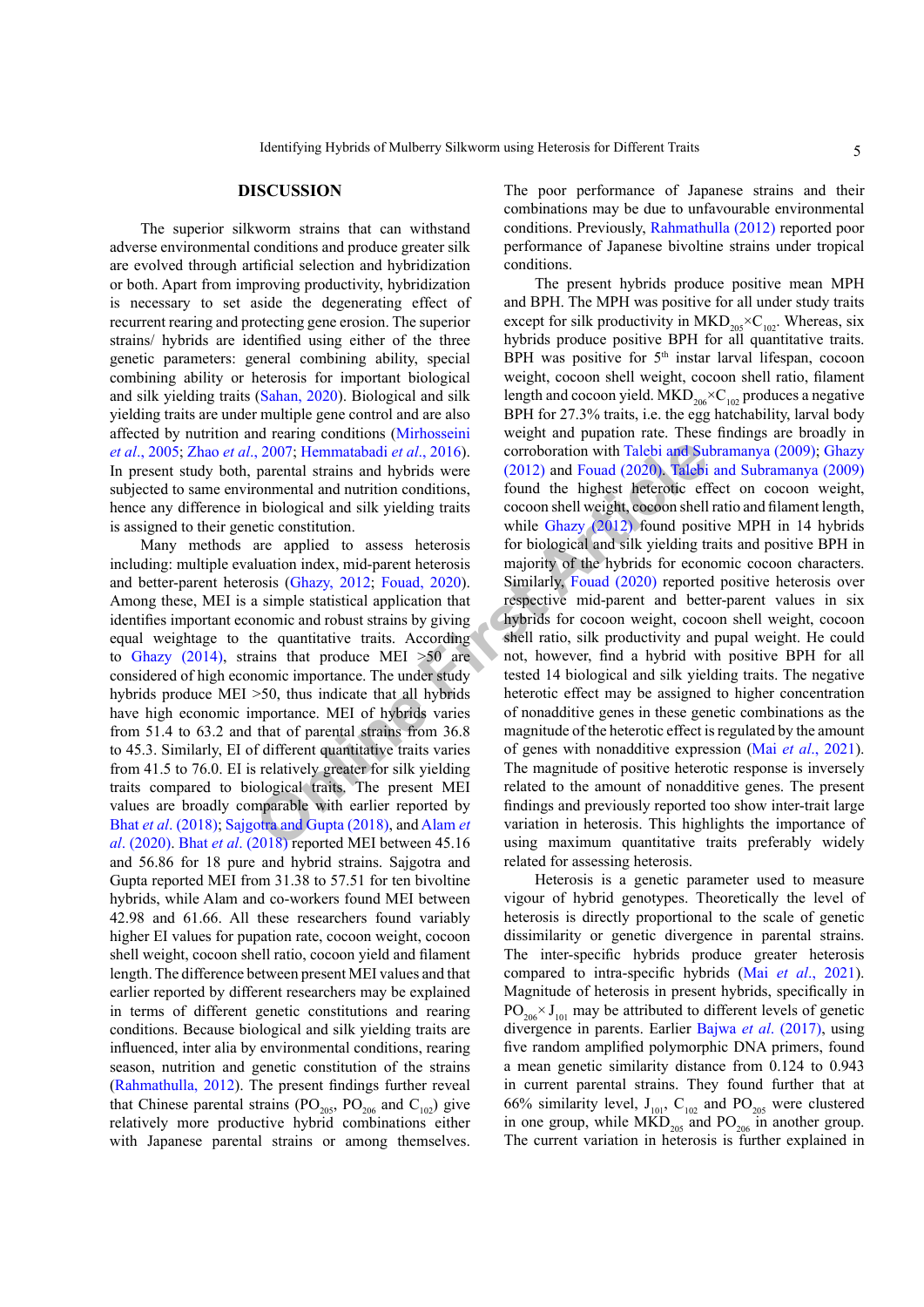## DISCUSSION

The superior silkworm strains that can withstand adverse environmental conditions and produce greater silk are evolved through artificial selection and hybridization or both. Apart from improving productivity, hybridization is necessary to set aside the degenerating effect of recurrent rearing and protecting gene erosion. The superior strains/ hybrids are identified using either of the three genetic parameters: general combining ability, special combining ability or heterosis for important biological and silk yielding traits (Sahan, 2020). Biological and silk yielding traits are under multiple gene control and are also affected by nutrition and rearing conditions (Mirhosseini *et al*., 2005; Zhao *et al*., 2007; Hemmatabadi *et al*., 2016). In present study both, parental strains and hybrids were subjected to same environmental and nutrition conditions, hence any difference in biological and silk yielding traits is assigned to their genetic constitution.

Many methods are applied to assess heterosis including: multiple evaluation index, mid-parent heterosis and better-parent heterosis (Ghazy, 2012; Fouad, 2020). Among these, MEI is a simple statistical application that identifies important economic and robust strains by giving equal weightage to the quantitative traits. According to Ghazy (2014), strains that produce MEI >50 are considered of high economic importance. The under study hybrids produce MEI >50, thus indicate that all hybrids have high economic importance. MEI of hybrids varies from 51.4 to 63.2 and that of parental strains from 36.8 to 45.3. Similarly, EI of different quantitative traits varies from 41.5 to 76.0. EI is relatively greater for silk yielding traits compared to biological traits. The present MEI values are broadly comparable with earlier reported by Bhat *et al*. (2018); Sajgotra and Gupta (2018), and Alam *et al*. (2020). Bhat *et al*. (2018) reported MEI between 45.16 and 56.86 for 18 pure and hybrid strains. Sajgotra and Gupta reported MEI from 31.38 to 57.51 for ten bivoltine hybrids, while Alam and co-workers found MEI between 42.98 and 61.66. All these researchers found variably higher EI values for pupation rate, cocoon weight, cocoon shell weight, cocoon shell ratio, cocoon yield and filament length. The difference between present MEI values and that earlier reported by different researchers may be explained in terms of different genetic constitutions and rearing conditions. Because biological and silk yielding traits are influenced, inter alia by environmental conditions, rearing season, nutrition and genetic constitution of the strains (Rahmathulla, 2012). The present findings further reveal that Chinese parental strains ($PO_{205}$, $PO_{206}$ and $C_{102}$) give relatively more productive hybrid combinations either with Japanese parental strains or among themselves. The poor performance of Japanese strains and their combinations may be due to unfavourable environmental conditions. Previously, Rahmathulla (2012) reported poor performance of Japanese bivoltine strains under tropical conditions.

The present hybrids produce positive mean MPH and BPH. The MPH was positive for all under study traits except for silk productivity in $MKD_{205}$×$C_{102}$. Whereas, six hybrids produce positive BPH for all quantitative traits. BPH was positive for 5th instar larval lifespan, cocoon weight, cocoon shell weight, cocoon shell ratio, filament length and cocoon yield. $MKD_{206}$×$C_{102}$ produces a negative BPH for 27.3% traits, i.e. the egg hatchability, larval body weight and pupation rate. These findings are broadly in corroboration with Talebi and Subramanya (2009); Ghazy (2012) and Fouad (2020). Talebi and Subramanya (2009) found the highest heterotic effect on cocoon weight, cocoon shell weight, cocoon shell ratio and filament length, while Ghazy (2012) found positive MPH in 14 hybrids for biological and silk yielding traits and positive BPH in majority of the hybrids for economic cocoon characters. Similarly, Fouad (2020) reported positive heterosis over respective mid-parent and better-parent values in six hybrids for cocoon weight, cocoon shell weight, cocoon shell ratio, silk productivity and pupal weight. He could not, however, find a hybrid with positive BPH for all tested 14 biological and silk yielding traits. The negative heterotic effect may be assigned to higher concentration of nonadditive genes in these genetic combinations as the magnitude of the heterotic effect is regulated by the amount of genes with nonadditive expression (Mai *et al*., 2021). The magnitude of positive heterotic response is inversely related to the amount of nonadditive genes. The present findings and previously reported too show inter-trait large variation in heterosis. This highlights the importance of using maximum quantitative traits preferably widely related for assessing heterosis.

Heterosis is a genetic parameter used to measure vigour of hybrid genotypes. Theoretically the level of heterosis is directly proportional to the scale of genetic dissimilarity or genetic divergence in parental strains. The inter-specific hybrids produce greater heterosis compared to intra-specific hybrids (Mai *et al*., 2021). Magnitude of heterosis in present hybrids, specifically in $PO_{206}$× $J_{101}$ may be attributed to different levels of genetic divergence in parents. Earlier Bajwa *et al*. (2017), using five random amplified polymorphic DNA primers, found a mean genetic similarity distance from 0.124 to 0.943 in current parental strains. They found further that at 66% similarity level, $J_{101}$, $C_{102}$ and $PO_{205}$ were clustered in one group, while $MKD_{205}$ and $PO_{206}$ in another group. The current variation in heterosis is further explained in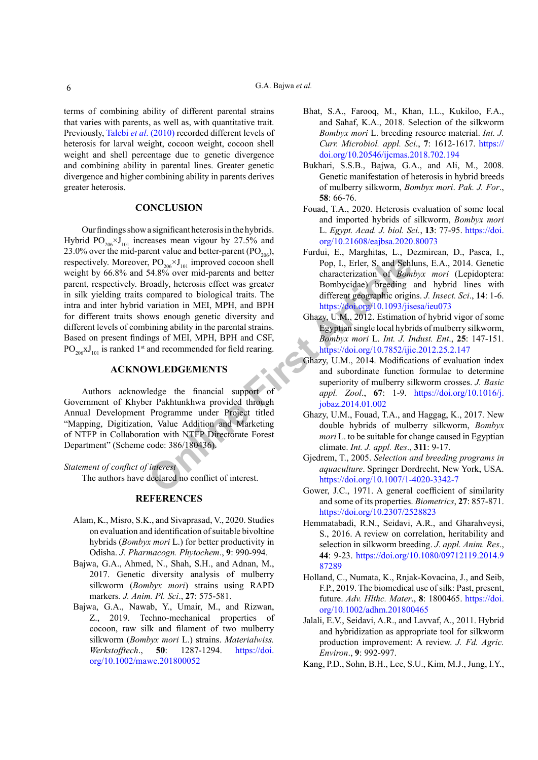terms of combining ability of different parental strains that varies with parents, as well as, with quantitative trait. Previously, Talebi *et al*. (2010) recorded different levels of heterosis for larval weight, cocoon weight, cocoon shell weight and shell percentage due to genetic divergence and combining ability in parental lines. Greater genetic divergence and higher combining ability in parents derives greater heterosis.

## CONCLUSION

Our findings show a significant heterosis in the hybrids. Hybrid $PO_{206}$×$J_{101}$ increases mean vigour by 27.5% and 23.0% over the mid-parent value and better-parent ($PO_{206}$), respectively. Moreover, $PO_{206}$×$J_{101}$ improved cocoon shell weight by 66.8% and 54.8% over mid-parents and better parent, respectively. Broadly, heterosis effect was greater in silk yielding traits compared to biological traits. The intra and inter hybrid variation in MEI, MPH, and BPH for different traits shows enough genetic diversity and different levels of combining ability in the parental strains. Based on present findings of MEI, MPH, BPH and CSF, $PO_{206}$x$J_{101}$ is ranked 1st and recommended for field rearing.

## ACKNOWLEDGEMENTS

Authors acknowledge the financial support of Government of Khyber Pakhtunkhwa provided through Annual Development Programme under Project titled "Mapping, Digitization, Value Addition and Marketing of NTFP in Collaboration with NTFP Directorate Forest Department" (Scheme code: 386/180436).

*Statement of conflict of interest*

The authors have declared no conflict of interest.

## REFERENCES

Alam, K., Misro, S.K., and Sivaprasad, V., 2020. Studies on evaluation and identification of suitable bivoltine hybrids (*Bombyx mori* L.) for better productivity in Odisha. *J. Pharmacogn. Phytochem*., **9**: 990-994.

Bajwa, G.A., Ahmed, N., Shah, S.H., and Adnan, M., 2017. Genetic diversity analysis of mulberry silkworm (*Bombyx mori*) strains using RAPD markers. *J. Anim. Pl. Sci*., **27**: 575-581.

Bajwa, G.A., Nawab, Y., Umair, M., and Rizwan, Z., 2019. Techno-mechanical properties of cocoon, raw silk and filament of two mulberry silkworm (*Bombyx mori* L.) strains. *Materialwiss. Werkstofftech*., **50**: 1287-1294. https://doi.org/10.1002/mawe.201800052

Bhat, S.A., Farooq, M., Khan, I.L., Kukiloo, F.A., and Sahaf, K.A., 2018. Selection of the silkworm *Bombyx mori* L. breeding resource material. *Int. J. Curr. Microbiol. appl. Sci*., **7**: 1612-1617. https://doi.org/10.20546/ijcmas.2018.702.194

Bukhari, S.S.B., Bajwa, G.A., and Ali, M., 2008. Genetic manifestation of heterosis in hybrid breeds of mulberry silkworm, *Bombyx mori*. *Pak. J. For*., **58**: 66-76.

Fouad, T.A., 2020. Heterosis evaluation of some local and imported hybrids of silkworm, *Bombyx mori* L. *Egypt. Acad. J. biol. Sci*., **13**: 77-95. https://doi.org/10.21608/eajbsa.2020.80073

Furdui, E., Marghitas, L., Dezmirean, D., Pasca, I., Pop, I., Erler, S. and Schluns, E.A., 2014. Genetic characterization of *Bombyx mori* (Lepidoptera: Bombycidae) breeding and hybrid lines with different geographic origins. *J. Insect. Sci*., **14**: 1-6. https://doi.org/10.1093/jisesa/ieu073

Ghazy, U.M., 2012. Estimation of hybrid vigor of some Egyptian single local hybrids of mulberry silkworm, *Bombyx mori* L. *Int. J. Indust. Ent*., **25**: 147-151. https://doi.org/10.7852/ijie.2012.25.2.147

Ghazy, U.M., 2014. Modifications of evaluation index and subordinate function formulae to determine superiority of mulberry silkworm crosses. *J. Basic appl. Zool*., **67**: 1-9. https://doi.org/10.1016/j.jobaz.2014.01.002

Ghazy, U.M., Fouad, T.A., and Haggag, K., 2017. New double hybrids of mulberry silkworm, *Bombyx mori* L. to be suitable for change caused in Egyptian climate. *Int. J. appl. Res*., **311**: 9-17.

Gjedrem, T., 2005. *Selection and breeding programs in aquaculture*. Springer Dordrecht, New York, USA. https://doi.org/10.1007/1-4020-3342-7

Gower, J.C., 1971. A general coefficient of similarity and some of its properties. *Biometrics*, **27**: 857-871. https://doi.org/10.2307/2528823

Hemmatabadi, R.N., Seidavi, A.R., and Gharahveysi, S., 2016. A review on correlation, heritability and selection in silkworm breeding. *J. appl. Anim. Res*., **44**: 9-23. https://doi.org/10.1080/09712119.2014.987289

Holland, C., Numata, K., Rnjak-Kovacina, J., and Seib, F.P., 2019. The biomedical use of silk: Past, present, future. *Adv. Hlthc. Mater*., **8**: 1800465. https://doi.org/10.1002/adhm.201800465

Jalali, E.V., Seidavi, A.R., and Lavvaf, A., 2011. Hybrid and hybridization as appropriate tool for silkworm production improvement: A review. *J. Fd. Agric. Environ*., **9**: 992-997.

Kang, P.D., Sohn, B.H., Lee, S.U., Kim, M.J., Jung, I.Y.,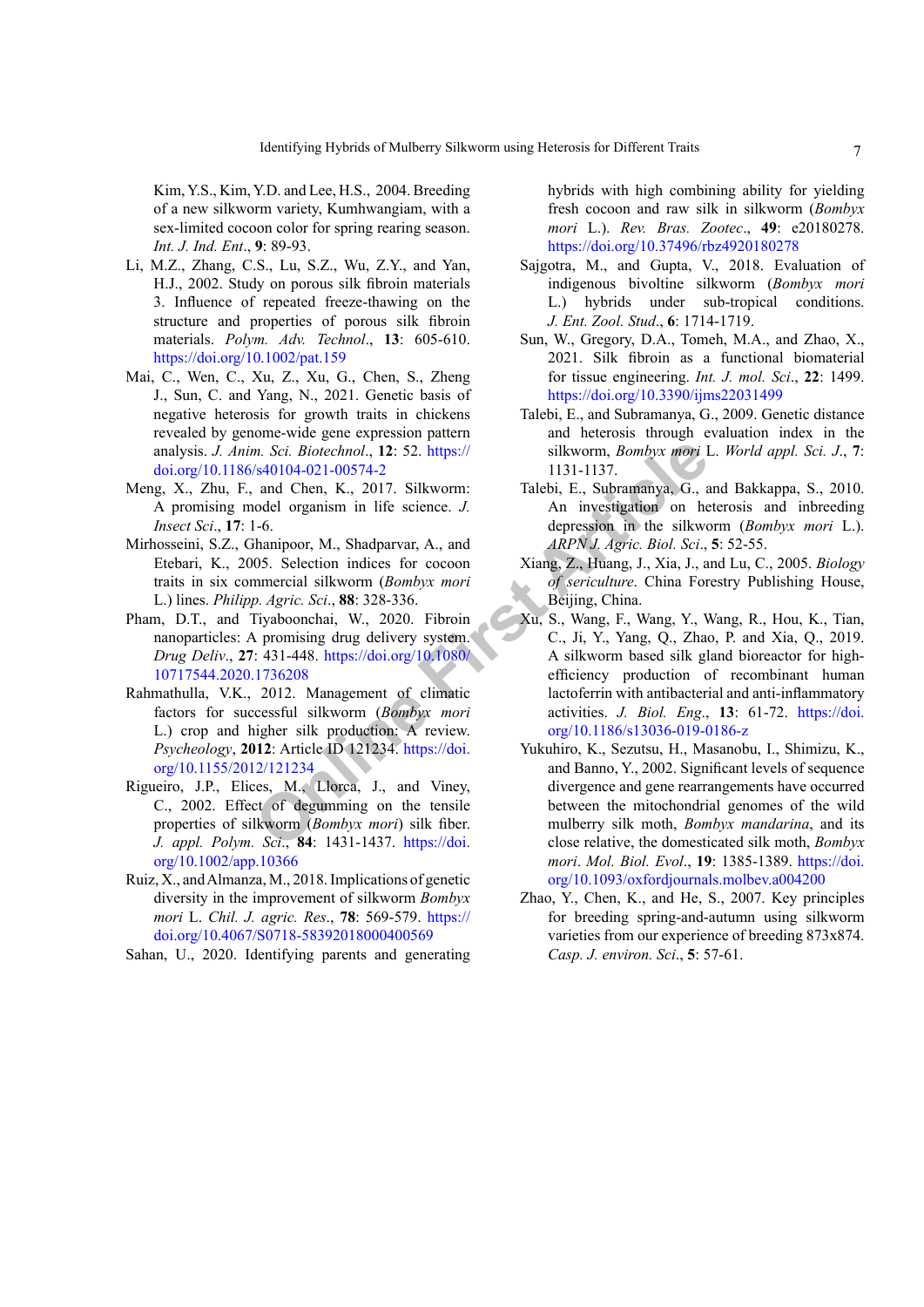Kim, Y.S., Kim, Y.D. and Lee, H.S., 2004. Breeding of a new silkworm variety, Kumhwangiam, with a sex-limited cocoon color for spring rearing season. *Int. J. Ind. Ent*., **9**: 89-93.

Li, M.Z., Zhang, C.S., Lu, S.Z., Wu, Z.Y., and Yan, H.J., 2002. Study on porous silk fibroin materials 3. Influence of repeated freeze-thawing on the structure and properties of porous silk fibroin materials. *Polym. Adv. Technol*., **13**: 605-610. https://doi.org/10.1002/pat.159

Mai, C., Wen, C., Xu, Z., Xu, G., Chen, S., Zheng J., Sun, C. and Yang, N., 2021. Genetic basis of negative heterosis for growth traits in chickens revealed by genome-wide gene expression pattern analysis. *J. Anim. Sci. Biotechnol*., **12**: 52. https://doi.org/10.1186/s40104-021-00574-2

Meng, X., Zhu, F., and Chen, K., 2017. Silkworm: A promising model organism in life science. *J. Insect Sci*., **17**: 1-6.

Mirhosseini, S.Z., Ghanipoor, M., Shadparvar, A., and Etebari, K., 2005. Selection indices for cocoon traits in six commercial silkworm (*Bombyx mori* L.) lines. *Philipp. Agric. Sci*., **88**: 328-336.

Pham, D.T., and Tiyaboonchai, W., 2020. Fibroin nanoparticles: A promising drug delivery system. *Drug Deliv*., **27**: 431-448. https://doi.org/10.1080/10717544.2020.1736208

Rahmathulla, V.K., 2012. Management of climatic factors for successful silkworm (*Bombyx mori* L.) crop and higher silk production: A review. *Psycheology*, **2012**: Article ID 121234. https://doi.org/10.1155/2012/121234

Rigueiro, J.P., Elices, M., Llorca, J., and Viney, C., 2002. Effect of degumming on the tensile properties of silkworm (*Bombyx mori*) silk fiber. *J. appl. Polym. Sci*., **84**: 1431-1437. https://doi.org/10.1002/app.10366

Ruiz, X., and Almanza, M., 2018. Implications of genetic diversity in the improvement of silkworm *Bombyx mori* L. *Chil. J. agric. Res*., **78**: 569-579. https://doi.org/10.4067/S0718-58392018000400569

Sahan, U., 2020. Identifying parents and generating hybrids with high combining ability for yielding fresh cocoon and raw silk in silkworm (*Bombyx mori* L.). *Rev. Bras. Zootec*., **49**: e20180278. https://doi.org/10.37496/rbz4920180278

Sajgotra, M., and Gupta, V., 2018. Evaluation of indigenous bivoltine silkworm (*Bombyx mori* L.) hybrids under sub-tropical conditions. *J. Ent. Zool. Stud*., **6**: 1714-1719.

Sun, W., Gregory, D.A., Tomeh, M.A., and Zhao, X., 2021. Silk fibroin as a functional biomaterial for tissue engineering. *Int. J. mol. Sci*., **22**: 1499. https://doi.org/10.3390/ijms22031499

Talebi, E., and Subramanya, G., 2009. Genetic distance and heterosis through evaluation index in the silkworm, *Bombyx mori* L. *World appl. Sci. J*., **7**: 1131-1137.

Talebi, E., Subramanya, G., and Bakkappa, S., 2010. An investigation on heterosis and inbreeding depression in the silkworm (*Bombyx mori* L.). *ARPN J. Agric. Biol. Sci*., **5**: 52-55.

Xiang, Z., Huang, J., Xia, J., and Lu, C., 2005. *Biology of sericulture*. China Forestry Publishing House, Beijing, China.

Xu, S., Wang, F., Wang, Y., Wang, R., Hou, K., Tian, C., Ji, Y., Yang, Q., Zhao, P. and Xia, Q., 2019. A silkworm based silk gland bioreactor for high-efficiency production of recombinant human lactoferrin with antibacterial and anti-inflammatory activities. *J. Biol. Eng*., **13**: 61-72. https://doi.org/10.1186/s13036-019-0186-z

Yukuhiro, K., Sezutsu, H., Masanobu, I., Shimizu, K., and Banno, Y., 2002. Significant levels of sequence divergence and gene rearrangements have occurred between the mitochondrial genomes of the wild mulberry silk moth, *Bombyx mandarina*, and its close relative, the domesticated silk moth, *Bombyx mori*. *Mol. Biol. Evol*., **19**: 1385-1389. https://doi.org/10.1093/oxfordjournals.molbev.a004200

Zhao, Y., Chen, K., and He, S., 2007. Key principles for breeding spring-and-autumn using silkworm varieties from our experience of breeding 873x874. *Casp. J. environ. Sci*., **5**: 57-61.